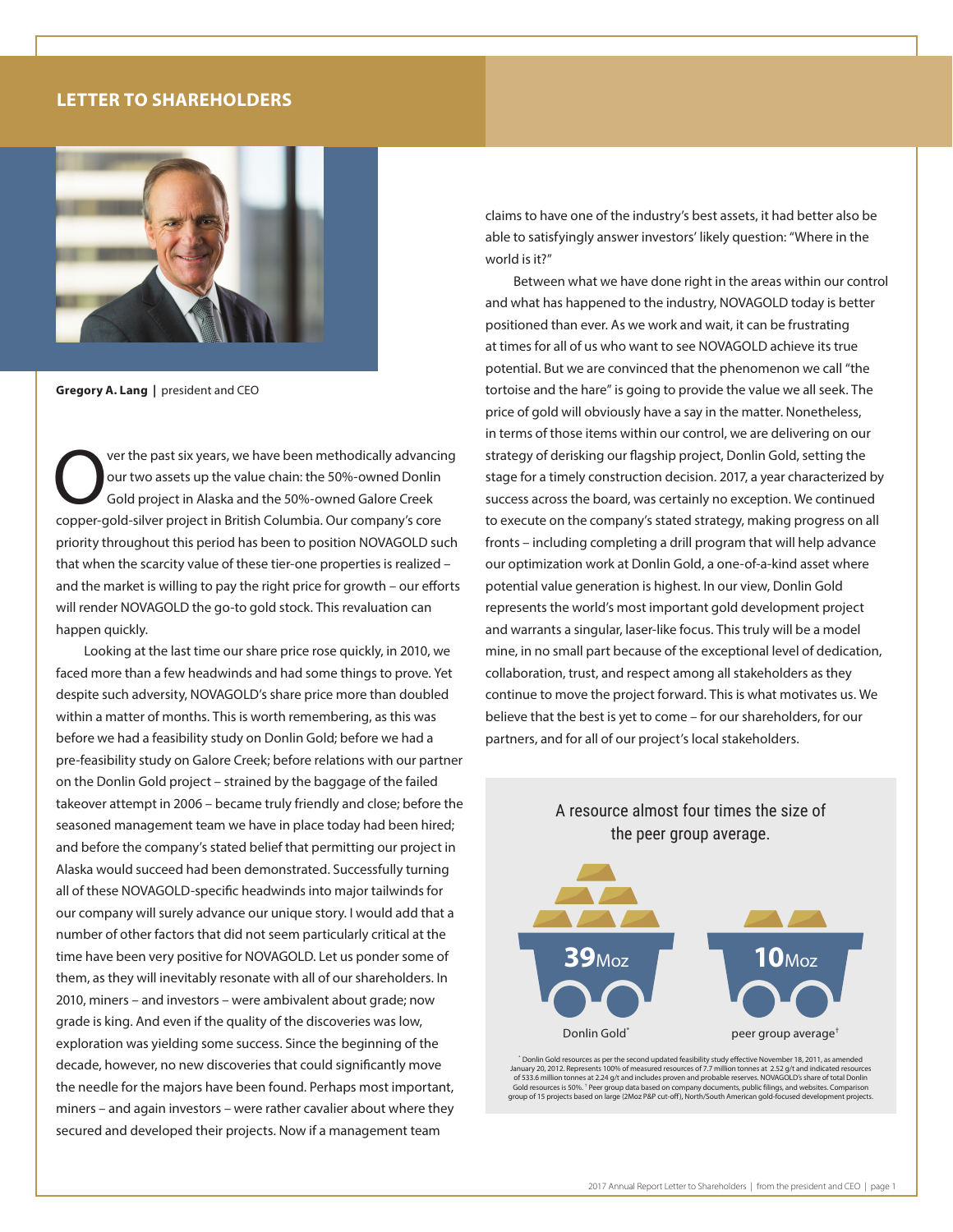# LETTER TO SHAREHOLDERS

**Gregory A. Lang** | president and CEO

Over the past six years, we have been methodically advancing our two assets up the value chain: the 50%-owned Donlin Gold project in Alaska and the 50%-owned Galore Creek copper-gold-silver project in British Columbia. Our company's core priority throughout this period has been to position NOVAGOLD such that when the scarcity value of these tier-one properties is realized – and the market is willing to pay the right price for growth – our efforts will render NOVAGOLD the go-to gold stock. This revaluation can happen quickly.

Looking at the last time our share price rose quickly, in 2010, we faced more than a few headwinds and had some things to prove. Yet despite such adversity, NOVAGOLD's share price more than doubled within a matter of months. This is worth remembering, as this was before we had a feasibility study on Donlin Gold; before we had a pre-feasibility study on Galore Creek; before relations with our partner on the Donlin Gold project – strained by the baggage of the failed takeover attempt in 2006 – became truly friendly and close; before the seasoned management team we have in place today had been hired; and before the company's stated belief that permitting our project in Alaska would succeed had been demonstrated. Successfully turning all of these NOVAGOLD-specific headwinds into major tailwinds for our company will surely advance our unique story. I would add that a number of other factors that did not seem particularly critical at the time have been very positive for NOVAGOLD. Let us ponder some of them, as they will inevitably resonate with all of our shareholders. In 2010, miners – and investors – were ambivalent about grade; now grade is king. And even if the quality of the discoveries was low, exploration was yielding some success. Since the beginning of the decade, however, no new discoveries that could significantly move the needle for the majors have been found. Perhaps most important, miners – and again investors – were rather cavalier about where they secured and developed their projects. Now if a management team claims to have one of the industry's best assets, it had better also be able to satisfyingly answer investors' likely question: "Where in the world is it?"

Between what we have done right in the areas within our control and what has happened to the industry, NOVAGOLD today is better positioned than ever. As we work and wait, it can be frustrating at times for all of us who want to see NOVAGOLD achieve its true potential. But we are convinced that the phenomenon we call "the tortoise and the hare" is going to provide the value we all seek. The price of gold will obviously have a say in the matter. Nonetheless, in terms of those items within our control, we are delivering on our strategy of derisking our flagship project, Donlin Gold, setting the stage for a timely construction decision. 2017, a year characterized by success across the board, was certainly no exception. We continued to execute on the company's stated strategy, making progress on all fronts – including completing a drill program that will help advance our optimization work at Donlin Gold, a one-of-a-kind asset where potential value generation is highest. In our view, Donlin Gold represents the world's most important gold development project and warrants a singular, laser-like focus. This truly will be a model mine, in no small part because of the exceptional level of dedication, collaboration, trust, and respect among all stakeholders as they continue to move the project forward. This is what motivates us. We believe that the best is yet to come – for our shareholders, for our partners, and for all of our project's local stakeholders.

A resource almost four times the size of the peer group average.

| Donlin Gold* | peer group average† |
|---|---|
| 39Moz | 10Moz |

\* Donlin Gold resources as per the second updated feasibility study effective November 18, 2011, as amended January 20, 2012. Represents 100% of measured resources of 7.7 million tonnes at 2.52 g/t and indicated resources of 533.6 million tonnes at 2.24 g/t and includes proven and probable reserves. NOVAGOLD's share of total Donlin Gold resources is 50%. † Peer group data based on company documents, public filings, and websites. Comparison group of 15 projects based on large (2Moz P&P cut-off), North/South American gold-focused development projects.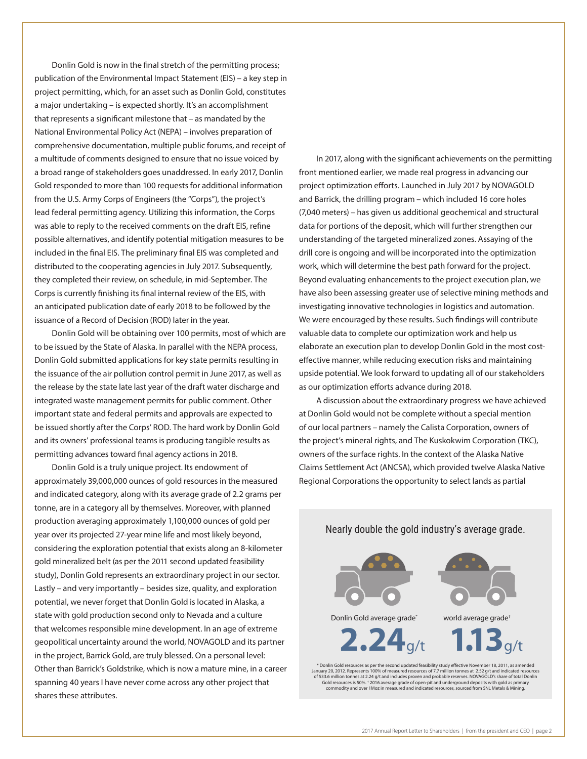Donlin Gold is now in the final stretch of the permitting process; publication of the Environmental Impact Statement (EIS) – a key step in project permitting, which, for an asset such as Donlin Gold, constitutes a major undertaking – is expected shortly. It's an accomplishment that represents a significant milestone that – as mandated by the National Environmental Policy Act (NEPA) – involves preparation of comprehensive documentation, multiple public forums, and receipt of a multitude of comments designed to ensure that no issue voiced by a broad range of stakeholders goes unaddressed. In early 2017, Donlin Gold responded to more than 100 requests for additional information from the U.S. Army Corps of Engineers (the "Corps"), the project's lead federal permitting agency. Utilizing this information, the Corps was able to reply to the received comments on the draft EIS, refine possible alternatives, and identify potential mitigation measures to be included in the final EIS. The preliminary final EIS was completed and distributed to the cooperating agencies in July 2017. Subsequently, they completed their review, on schedule, in mid-September. The Corps is currently finishing its final internal review of the EIS, with an anticipated publication date of early 2018 to be followed by the issuance of a Record of Decision (ROD) later in the year.

Donlin Gold will be obtaining over 100 permits, most of which are to be issued by the State of Alaska. In parallel with the NEPA process, Donlin Gold submitted applications for key state permits resulting in the issuance of the air pollution control permit in June 2017, as well as the release by the state late last year of the draft water discharge and integrated waste management permits for public comment. Other important state and federal permits and approvals are expected to be issued shortly after the Corps' ROD. The hard work by Donlin Gold and its owners' professional teams is producing tangible results as permitting advances toward final agency actions in 2018.

Donlin Gold is a truly unique project. Its endowment of approximately 39,000,000 ounces of gold resources in the measured and indicated category, along with its average grade of 2.2 grams per tonne, are in a category all by themselves. Moreover, with planned production averaging approximately 1,100,000 ounces of gold per year over its projected 27-year mine life and most likely beyond, considering the exploration potential that exists along an 8-kilometer gold mineralized belt (as per the 2011 second updated feasibility study), Donlin Gold represents an extraordinary project in our sector. Lastly – and very importantly – besides size, quality, and exploration potential, we never forget that Donlin Gold is located in Alaska, a state with gold production second only to Nevada and a culture that welcomes responsible mine development. In an age of extreme geopolitical uncertainty around the world, NOVAGOLD and its partner in the project, Barrick Gold, are truly blessed. On a personal level: Other than Barrick's Goldstrike, which is now a mature mine, in a career spanning 40 years I have never come across any other project that shares these attributes.

In 2017, along with the significant achievements on the permitting front mentioned earlier, we made real progress in advancing our project optimization efforts. Launched in July 2017 by NOVAGOLD and Barrick, the drilling program – which included 16 core holes (7,040 meters) – has given us additional geochemical and structural data for portions of the deposit, which will further strengthen our understanding of the targeted mineralized zones. Assaying of the drill core is ongoing and will be incorporated into the optimization work, which will determine the best path forward for the project. Beyond evaluating enhancements to the project execution plan, we have also been assessing greater use of selective mining methods and investigating innovative technologies in logistics and automation. We were encouraged by these results. Such findings will contribute valuable data to complete our optimization work and help us elaborate an execution plan to develop Donlin Gold in the most cost-effective manner, while reducing execution risks and maintaining upside potential. We look forward to updating all of our stakeholders as our optimization efforts advance during 2018.

A discussion about the extraordinary progress we have achieved at Donlin Gold would not be complete without a special mention of our local partners – namely the Calista Corporation, owners of the project's mineral rights, and The Kuskokwim Corporation (TKC), owners of the surface rights. In the context of the Alaska Native Claims Settlement Act (ANCSA), which provided twelve Alaska Native Regional Corporations the opportunity to select lands as partial

Nearly double the gold industry's average grade.

Donlin Gold average grade* **2.24** g/t

world average grade† **1.13** g/t

\* Donlin Gold resources as per the second updated feasibility study effective November 18, 2011, as amended January 20, 2012. Represents 100% of measured resources of 7.7 million tonnes at 2.52 g/t and indicated resources of 533.6 million tonnes at 2.24 g/t and includes proven and probable reserves. NOVAGOLD's share of total Donlin Gold resources is 50%. † 2016 average grade of open-pit and underground deposits with gold as primary commodity and over 1Moz in measured and indicated resources, sourced from SNL Metals & Mining.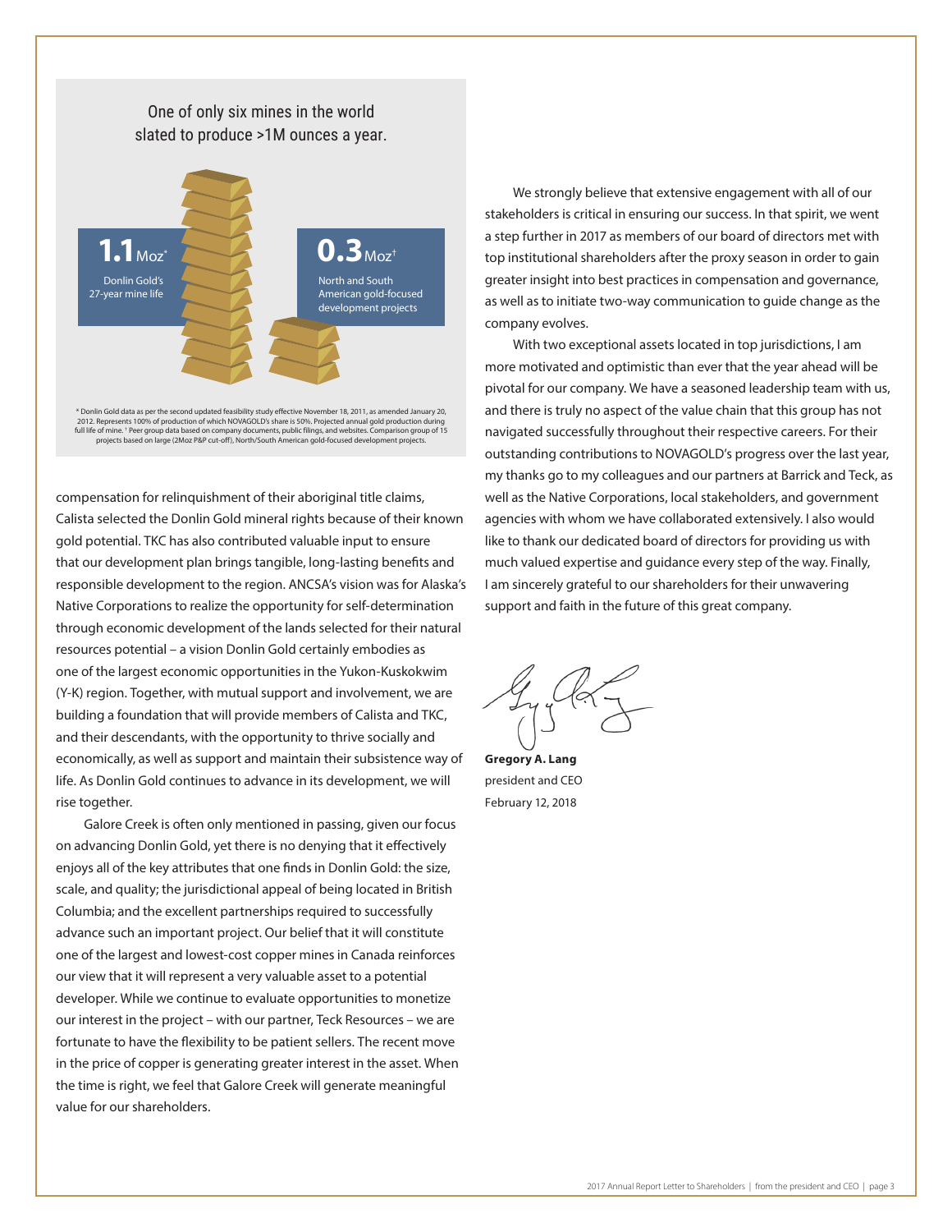One of only six mines in the world slated to produce >1M ounces a year.

**1.1** Moz*

Donlin Gold's 27-year mine life

**0.3** Moz†

North and South American gold-focused development projects

\* Donlin Gold data as per the second updated feasibility study effective November 18, 2011, as amended January 20, 2012. Represents 100% of production of which NOVAGOLD's share is 50%. Projected annual gold production during full life of mine. † Peer group data based on company documents, public filings, and websites. Comparison group of 15 projects based on large (2Moz P&P cut-off), North/South American gold-focused development projects.

compensation for relinquishment of their aboriginal title claims, Calista selected the Donlin Gold mineral rights because of their known gold potential. TKC has also contributed valuable input to ensure that our development plan brings tangible, long-lasting benefits and responsible development to the region. ANCSA's vision was for Alaska's Native Corporations to realize the opportunity for self-determination through economic development of the lands selected for their natural resources potential – a vision Donlin Gold certainly embodies as one of the largest economic opportunities in the Yukon-Kuskokwim (Y-K) region. Together, with mutual support and involvement, we are building a foundation that will provide members of Calista and TKC, and their descendants, with the opportunity to thrive socially and economically, as well as support and maintain their subsistence way of life. As Donlin Gold continues to advance in its development, we will rise together.

Galore Creek is often only mentioned in passing, given our focus on advancing Donlin Gold, yet there is no denying that it effectively enjoys all of the key attributes that one finds in Donlin Gold: the size, scale, and quality; the jurisdictional appeal of being located in British Columbia; and the excellent partnerships required to successfully advance such an important project. Our belief that it will constitute one of the largest and lowest-cost copper mines in Canada reinforces our view that it will represent a very valuable asset to a potential developer. While we continue to evaluate opportunities to monetize our interest in the project – with our partner, Teck Resources – we are fortunate to have the flexibility to be patient sellers. The recent move in the price of copper is generating greater interest in the asset. When the time is right, we feel that Galore Creek will generate meaningful value for our shareholders.

We strongly believe that extensive engagement with all of our stakeholders is critical in ensuring our success. In that spirit, we went a step further in 2017 as members of our board of directors met with top institutional shareholders after the proxy season in order to gain greater insight into best practices in compensation and governance, as well as to initiate two-way communication to guide change as the company evolves.

With two exceptional assets located in top jurisdictions, I am more motivated and optimistic than ever that the year ahead will be pivotal for our company. We have a seasoned leadership team with us, and there is truly no aspect of the value chain that this group has not navigated successfully throughout their respective careers. For their outstanding contributions to NOVAGOLD's progress over the last year, my thanks go to my colleagues and our partners at Barrick and Teck, as well as the Native Corporations, local stakeholders, and government agencies with whom we have collaborated extensively. I also would like to thank our dedicated board of directors for providing us with much valued expertise and guidance every step of the way. Finally, I am sincerely grateful to our shareholders for their unwavering support and faith in the future of this great company.

**Gregory A. Lang**
president and CEO
February 12, 2018